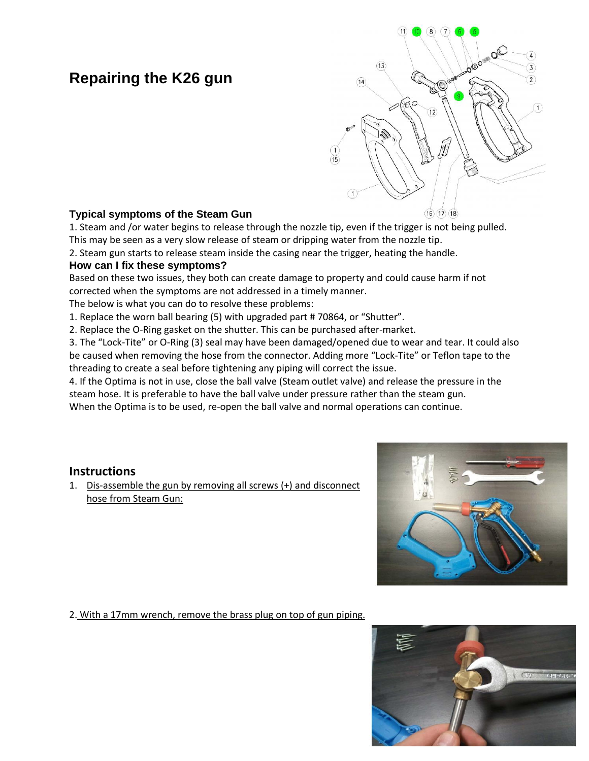# Repairing the K26 gun

### Typical symptoms of the Steam Gun

1. Steam and /or water begins to release through the nozzle tip, even if the trigger is not being pulled. This may be seen as a very slow release of steam or dripping water from the nozzle tip.
2. Steam gun starts to release steam inside the casing near the trigger, heating the handle.

### How can I fix these symptoms?

Based on these two issues, they both can create damage to property and could cause harm if not corrected when the symptoms are not addressed in a timely manner.

The below is what you can do to resolve these problems:

1. Replace the worn ball bearing (5) with upgraded part # 70864, or "Shutter".
2. Replace the O-Ring gasket on the shutter. This can be purchased after-market.
3. The "Lock-Tite" or O-Ring (3) seal may have been damaged/opened due to wear and tear. It could also be caused when removing the hose from the connector. Adding more "Lock-Tite" or Teflon tape to the threading to create a seal before tightening any piping will correct the issue.
4. If the Optima is not in use, close the ball valve (Steam outlet valve) and release the pressure in the steam hose. It is preferable to have the ball valve under pressure rather than the steam gun. When the Optima is to be used, re-open the ball valve and normal operations can continue.

## Instructions

1. Dis-assemble the gun by removing all screws (+) and disconnect hose from Steam Gun:

2. With a 17mm wrench, remove the brass plug on top of gun piping.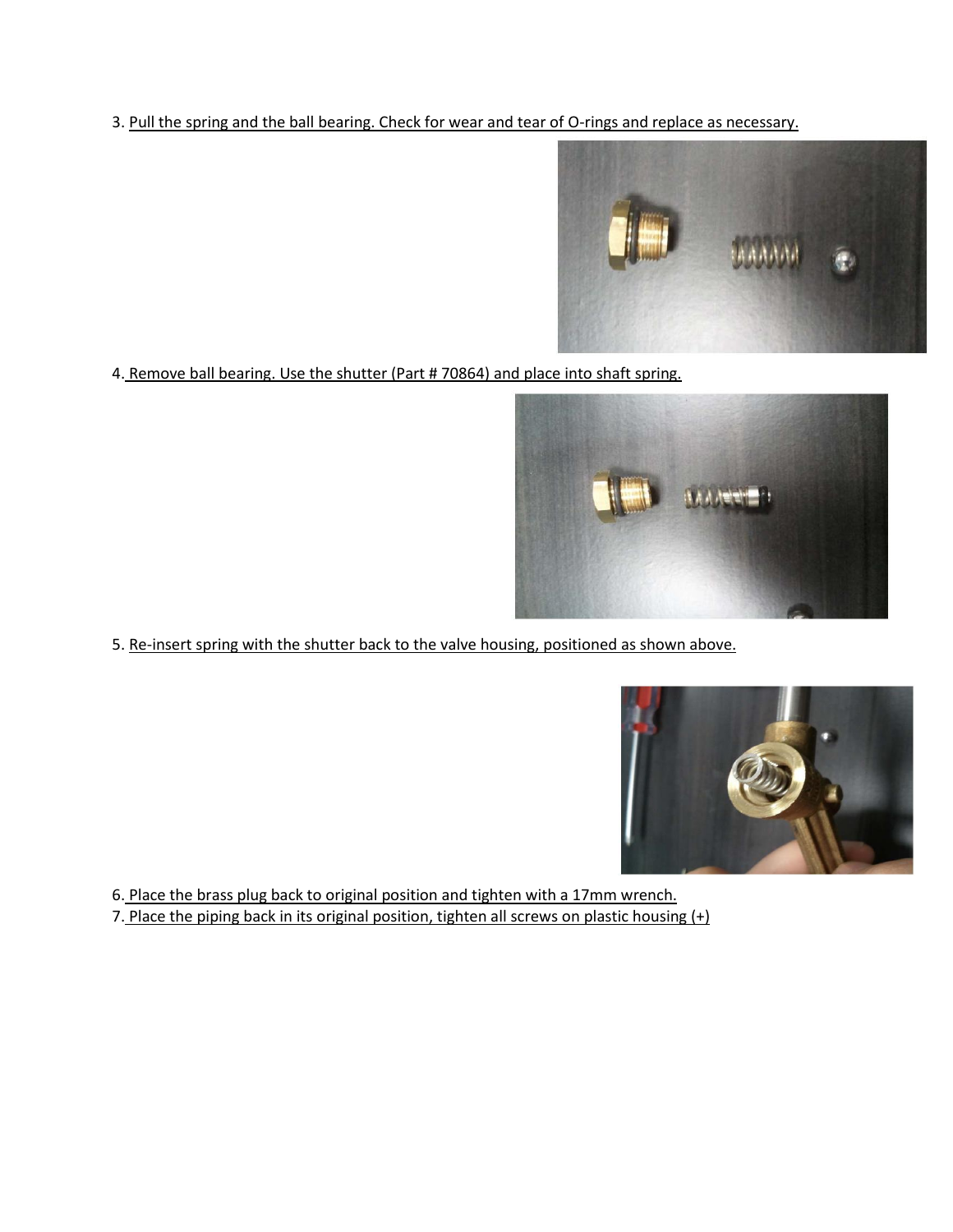3. Pull the spring and the ball bearing. Check for wear and tear of O-rings and replace as necessary.

4. Remove ball bearing. Use the shutter (Part # 70864) and place into shaft spring.

5. Re-insert spring with the shutter back to the valve housing, positioned as shown above.

6. Place the brass plug back to original position and tighten with a 17mm wrench.

7. Place the piping back in its original position, tighten all screws on plastic housing (+)